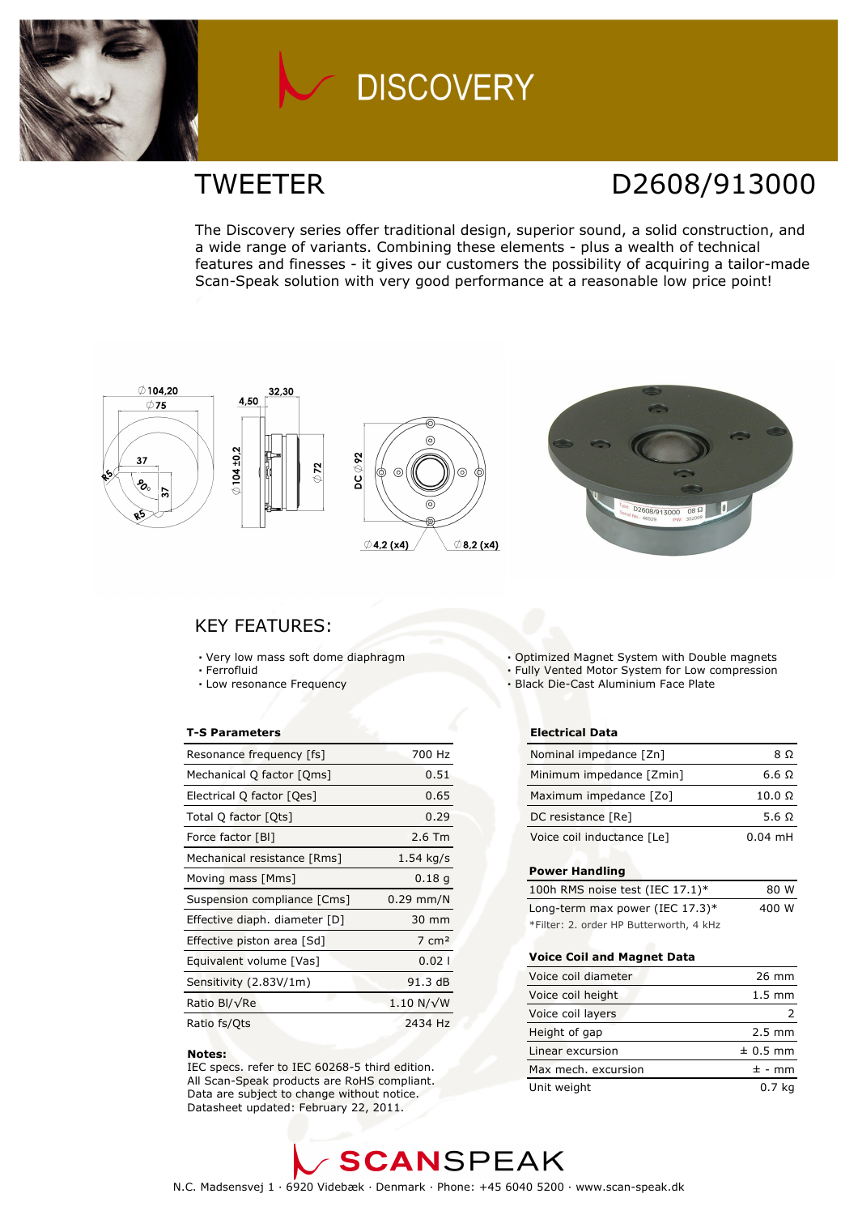# DISCOVERY

## TWEETER

## D2608/913000

The Discovery series offer traditional design, superior sound, a solid construction, and a wide range of variants. Combining these elements - plus a wealth of technical features and finesses - it gives our customers the possibility of acquiring a tailor-made Scan-Speak solution with very good performance at a reasonable low price point!

## KEY FEATURES:

- Very low mass soft dome diaphragm
- Ferrofluid
- Low resonance Frequency
- Optimized Magnet System with Double magnets
- Fully Vented Motor System for Low compression
- Black Die-Cast Aluminium Face Plate

**T-S Parameters**

| | |
|---|---|
| Resonance frequency [fs] | 700 Hz |
| Mechanical Q factor [Qms] | 0.51 |
| Electrical Q factor [Qes] | 0.65 |
| Total Q factor [Qts] | 0.29 |
| Force factor [Bl] | 2.6 Tm |
| Mechanical resistance [Rms] | 1.54 kg/s |
| Moving mass [Mms] | 0.18 g |
| Suspension compliance [Cms] | 0.29 mm/N |
| Effective diaph. diameter [D] | 30 mm |
| Effective piston area [Sd] | 7 cm² |
| Equivalent volume [Vas] | 0.02 l |
| Sensitivity (2.83V/1m) | 91.3 dB |
| Ratio Bl/√Re | 1.10 N/√W |
| Ratio fs/Qts | 2434 Hz |

**Notes:**
IEC specs. refer to IEC 60268-5 third edition.
All Scan-Speak products are RoHS compliant.
Data are subject to change without notice.
Datasheet updated: February 22, 2011.

**Electrical Data**

| | |
|---|---|
| Nominal impedance [Zn] | 8 Ω |
| Minimum impedance [Zmin] | 6.6 Ω |
| Maximum impedance [Zo] | 10.0 Ω |
| DC resistance [Re] | 5.6 Ω |
| Voice coil inductance [Le] | 0.04 mH |

**Power Handling**

| | |
|---|---|
| 100h RMS noise test (IEC 17.1)* | 80 W |
| Long-term max power (IEC 17.3)* | 400 W |

*Filter: 2. order HP Butterworth, 4 kHz

**Voice Coil and Magnet Data**

| | |
|---|---|
| Voice coil diameter | 26 mm |
| Voice coil height | 1.5 mm |
| Voice coil layers | 2 |
| Height of gap | 2.5 mm |
| Linear excursion | ± 0.5 mm |
| Max mech. excursion | ± - mm |
| Unit weight | 0.7 kg |

**SCANSPEAK**

N.C. Madsensvej 1 · 6920 Videbæk · Denmark · Phone: +45 6040 5200 · www.scan-speak.dk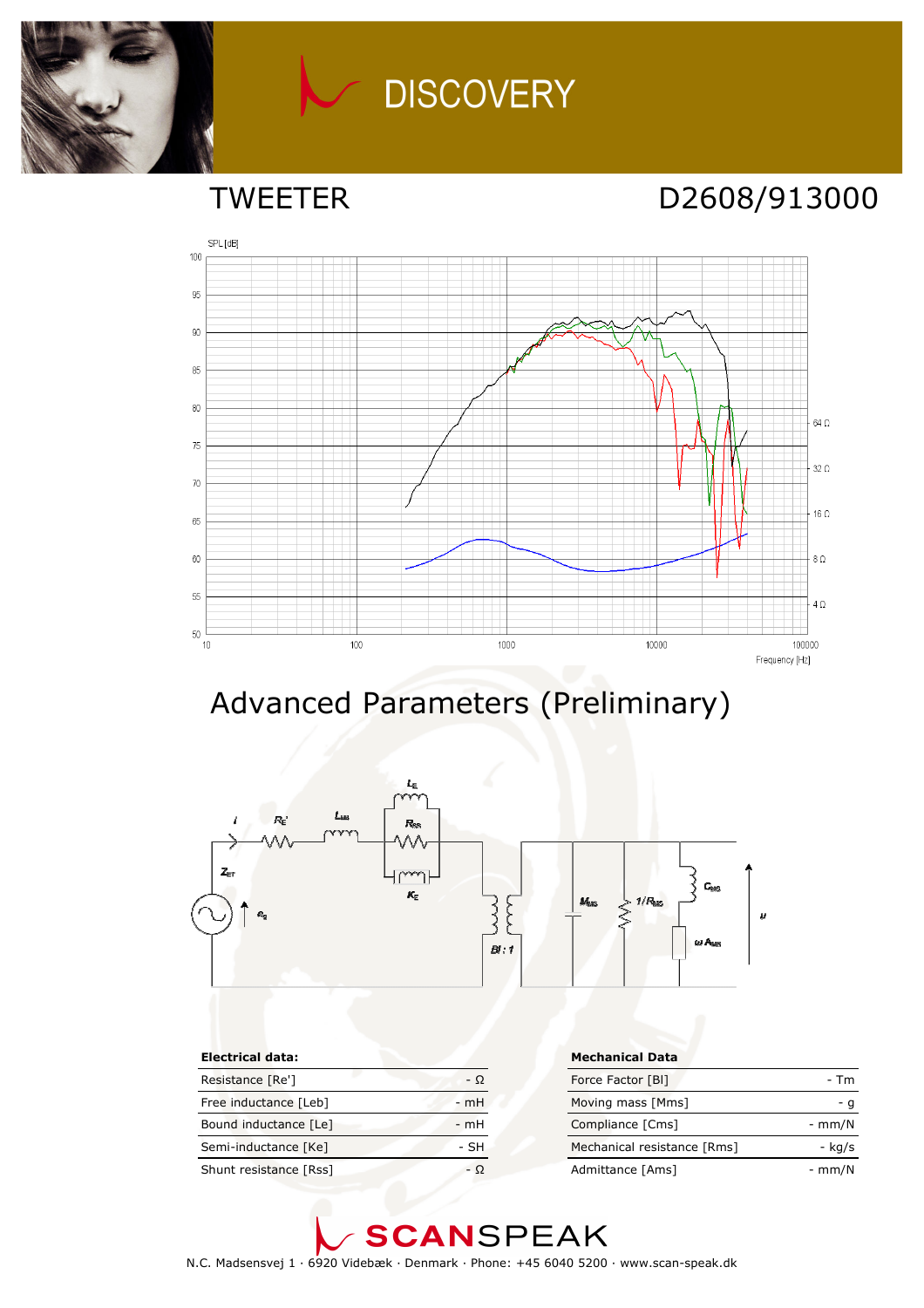# DISCOVERY

## TWEETER

## D2608/913000

SPL [dB]

100
95
90
85
80
75
70
65
60
55
50

64 Ω
32 Ω
16 Ω
8 Ω
4 Ω

10
100
1000
10000
100000

Frequency [Hz]

# Advanced Parameters (Preliminary)

$L_E$
$R_E'$
$L_{eb}$
$R_{SS}$
$K_E$
$Z_{ET}$
$e_g$
$i$
$Bl : 1$
$M_{MS}$
$1/R_{MS}$
$C_{MS}$
$\omega A_{MS}$
$u$

| **Electrical data:** | |
|---|---|
| Resistance [Re'] | - Ω |
| Free inductance [Leb] | - mH |
| Bound inductance [Le] | - mH |
| Semi-inductance [Ke] | - SH |
| Shunt resistance [Rss] | - Ω |

| **Mechanical Data** | |
|---|---|
| Force Factor [Bl] | - Tm |
| Moving mass [Mms] | - g |
| Compliance [Cms] | - mm/N |
| Mechanical resistance [Rms] | - kg/s |
| Admittance [Ams] | - mm/N |

SCANSPEAK

N.C. Madsensvej 1 · 6920 Videbæk · Denmark · Phone: +45 6040 5200 · www.scan-speak.dk